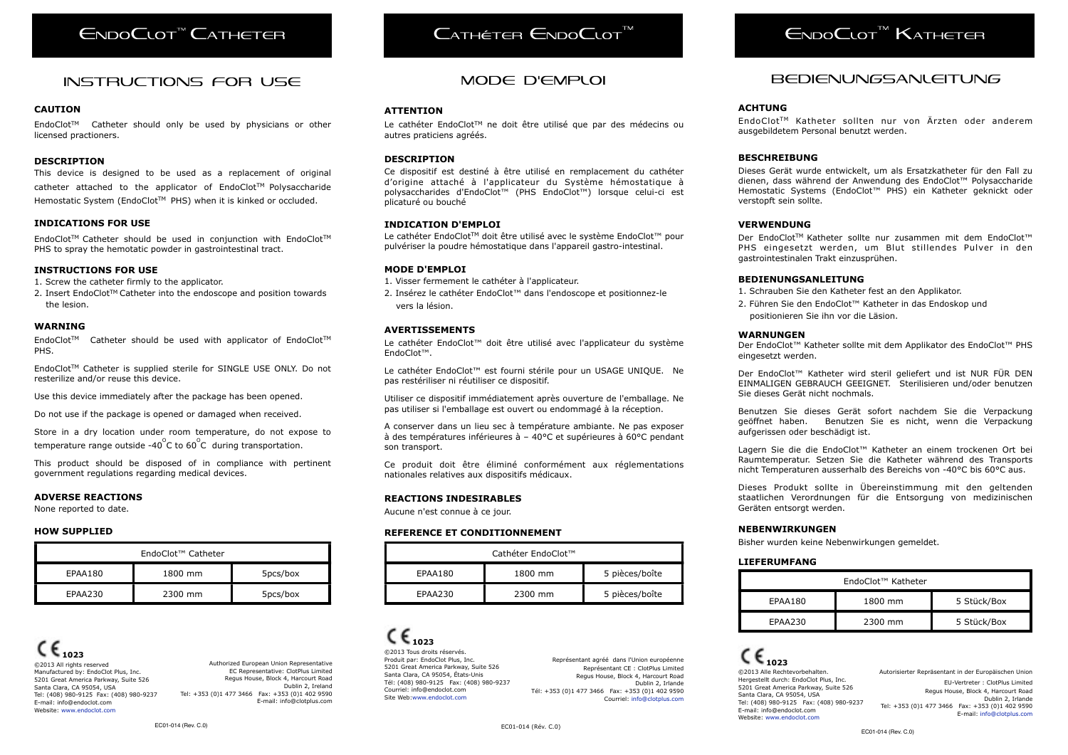# EndoClot™ Catheter

## INSTRUCTIONS FOR USE

**CAUTION**

EndoClot™ Catheter should only be used by physicians or other licensed practioners.

**DESCRIPTION**

This device is designed to be used as a replacement of original catheter attached to the applicator of EndoClot™ Polysaccharide Hemostatic System (EndoClot™ PHS) when it is kinked or occluded.

**INDICATIONS FOR USE**

EndoClot™ Catheter should be used in conjunction with EndoClot™ PHS to spray the hemotatic powder in gastrointestinal tract.

**INSTRUCTIONS FOR USE**

1. Screw the catheter firmly to the applicator.
2. Insert EndoClot™ Catheter into the endoscope and position towards the lesion.

**WARNING**

EndoClot™ Catheter should be used with applicator of EndoClot™ PHS.

EndoClot™ Catheter is supplied sterile for SINGLE USE ONLY. Do not resterilize and/or reuse this device.

Use this device immediately after the package has been opened.

Do not use if the package is opened or damaged when received.

Store in a dry location under room temperature, do not expose to temperature range outside -40°C to 60°C during transportation.

This product should be disposed of in compliance with pertinent government regulations regarding medical devices.

**ADVERSE REACTIONS**

None reported to date.

**HOW SUPPLIED**

| EndoClot™ Catheter | | |
|---|---|---|
| EPAA180 | 1800 mm | 5pcs/box |
| EPAA230 | 2300 mm | 5pcs/box |

CE 1023

©2013 All rights reserved
Manufactured by: EndoClot Plus, Inc.
5201 Great America Parkway, Suite 526
Santa Clara, CA 95054, USA
Tel: (408) 980-9125 Fax: (408) 980-9237
E-mail: info@endoclot.com
Website: www.endoclot.com

Authorized European Union Representative
EC Representative: ClotPlus Limited
Regus House, Block 4, Harcourt Road
Dublin 2, Ireland
Tel: +353 (0)1 477 3466 Fax: +353 (0)1 402 9590
E-mail: info@clotplus.com

EC01-014 (Rev. C.0)

# Cathéter EndoClot™

## MODE D'EMPLOI

**ATTENTION**

Le cathéter EndoClot™ ne doit être utilisé que par des médecins ou autres praticiens agréés.

**DESCRIPTION**

Ce dispositif est destiné à être utilisé en remplacement du cathéter d'origine attaché à l'applicateur du Système hémostatique à polysaccharides d'EndoClot™ (PHS EndoClot™) lorsque celui-ci est plicaturé ou bouché

**INDICATION D'EMPLOI**

Le cathéter EndoClot™ doit être utilisé avec le système EndoClot™ pour pulvériser la poudre hémostatique dans l'appareil gastro-intestinal.

**MODE D'EMPLOI**

1. Visser fermement le cathéter à l'applicateur.
2. Insérez le cathéter EndoClot™ dans l'endoscope et positionnez-le vers la lésion.

**AVERTISSEMENTS**

Le cathéter EndoClot™ doit être utilisé avec l'applicateur du système EndoClot™.

Le cathéter EndoClot™ est fourni stérile pour un USAGE UNIQUE. Ne pas restériliser ni réutiliser ce dispositif.

Utiliser ce dispositif immédiatement après ouverture de l'emballage. Ne pas utiliser si l'emballage est ouvert ou endommagé à la réception.

A conserver dans un lieu sec à température ambiante. Ne pas exposer à des températures inférieures à – 40°C et supérieures à 60°C pendant son transport.

Ce produit doit être éliminé conformément aux réglementations nationales relatives aux dispositifs médicaux.

**REACTIONS INDESIRABLES**

Aucune n'est connue à ce jour.

**REFERENCE ET CONDITIONNEMENT**

| Cathéter EndoClot™ | | |
|---|---|---|
| EPAA180 | 1800 mm | 5 pièces/boîte |
| EPAA230 | 2300 mm | 5 pièces/boîte |

CE 1023

©2013 Tous droits réservés.
Produit par: EndoClot Plus, Inc.
5201 Great America Parkway, Suite 526
Santa Clara, CA 95054, États-Unis
Tél: (408) 980-9125 Fax: (408) 980-9237
Courriel: info@endoclot.com
Site Web:www.endoclot.com

Représentant agréé dans l'Union européenne
Représentant CE : ClotPlus Limited
Regus House, Block 4, Harcourt Road
Dublin 2, Irlande
Tél: +353 (0)1 477 3466 Fax: +353 (0)1 402 9590
Courriel: info@clotplus.com

EC01-014 (Rév. C.0)

# EndoClot™ Katheter

## BEDIENUNGSANLEITUNG

**ACHTUNG**

EndoClot™ Katheter sollten nur von Ärzten oder anderem ausgebildetem Personal benutzt werden.

**BESCHREIBUNG**

Dieses Gerät wurde entwickelt, um als Ersatzkatheter für den Fall zu dienen, dass während der Anwendung des EndoClot™ Polysaccharide Hemostatic Systems (EndoClot™ PHS) ein Katheter geknickt oder verstopft sein sollte.

**VERWENDUNG**

Der EndoClot™ Katheter sollte nur zusammen mit dem EndoClot™ PHS eingesetzt werden, um Blut stillendes Pulver in den gastrointestinalen Trakt einzusprühen.

**BEDIENUNGSANLEITUNG**

1. Schrauben Sie den Katheter fest an den Applikator.
2. Führen Sie den EndoClot™ Katheter in das Endoskop und positionieren Sie ihn vor die Läsion.

**WARNUNGEN**

Der EndoClot™ Katheter sollte mit dem Applikator des EndoClot™ PHS eingesetzt werden.

Der EndoClot™ Katheter wird steril geliefert und ist NUR FÜR DEN EINMALIGEN GEBRAUCH GEEIGNET. Sterilisieren und/oder benutzen Sie dieses Gerät nicht nochmals.

Benutzen Sie dieses Gerät sofort nachdem Sie die Verpackung geöffnet haben. Benutzen Sie es nicht, wenn die Verpackung aufgerissen oder beschädigt ist.

Lagern Sie die die EndoClot™ Katheter an einem trockenen Ort bei Raumtemperatur. Setzen Sie die Katheter während des Transports nicht Temperaturen ausserhalb des Bereichs von -40°C bis 60°C aus.

Dieses Produkt sollte in Übereinstimmung mit den geltenden staatlichen Verordnungen für die Entsorgung von medizinischen Geräten entsorgt werden.

**NEBENWIRKUNGEN**

Bisher wurden keine Nebenwirkungen gemeldet.

**LIEFERUMFANG**

| EndoClot™ Katheter | | |
|---|---|---|
| EPAA180 | 1800 mm | 5 Stück/Box |
| EPAA230 | 2300 mm | 5 Stück/Box |

CE 1023

©2013 Alle Rechtevorbehalten.
Hergestellt durch: EndoClot Plus, Inc.
5201 Great America Parkway, Suite 526
Santa Clara, CA 95054, USA
Tel: (408) 980-9125 Fax: (408) 980-9237
E-mail: info@endoclot.com
Website: www.endoclot.com

Autorisierter Repräsentant in der Europäischen Union
EU-Vertreter : ClotPlus Limited
Regus House, Block 4, Harcourt Road
Dublin 2, Irlande
Tel: +353 (0)1 477 3466 Fax: +353 (0)1 402 9590
E-mail: info@clotplus.com

EC01-014 (Rev. C.0)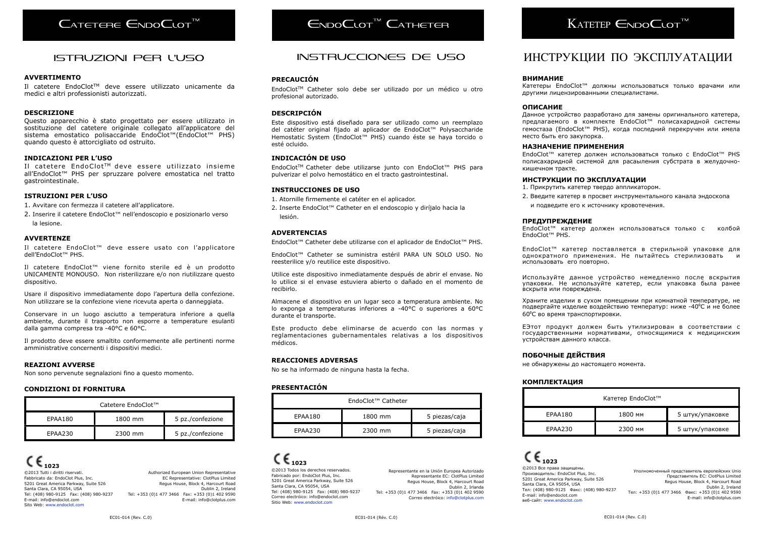# Catetere EndoClot™

## ISTRUZIONI PER L'USO

**AVVERTIMENTO**

Il catetere EndoClot™ deve essere utilizzato unicamente da medici e altri professionisti autorizzati.

**DESCRIZIONE**

Questo apparecchio è stato progettato per essere utilizzato in sostituzione del catetere originale collegato all'applicatore del sistema emostatico polisaccaride EndoClot™(EndoClot™ PHS) quando questo è attorcigliato od ostruito.

**INDICAZIONI PER L'USO**

Il catetere EndoClot™ deve essere utilizzato insieme all'EndoClot™ PHS per spruzzare polvere emostatica nel tratto gastrointestinale.

**ISTRUZIONI PER L'USO**

1. Avvitare con fermezza il catetere all'applicatore.
2. Inserire il catetere EndoClot™ nell'endoscopio e posizionarlo verso la lesione.

**AVVERTENZE**

Il catetere EndoClot™ deve essere usato con l'applicatore dell'EndoClot™ PHS.

Il catetere EndoClot™ viene fornito sterile ed è un prodotto UNICAMENTE MONOUSO. Non risterilizzare e/o non riutilizzare questo dispositivo.

Usare il dispositivo immediatamente dopo l'apertura della confezione. Non utilizzare se la confezione viene ricevuta aperta o danneggiata.

Conservare in un luogo asciutto a temperatura inferiore a quella ambiente, durante il trasporto non esporre a temperature esulanti dalla gamma compresa tra -40°C e 60°C.

Il prodotto deve essere smaltito conformemente alle pertinenti norme amministrative concernenti i dispositivi medici.

**REAZIONI AVVERSE**

Non sono pervenute segnalazioni fino a questo momento.

**CONDIZIONI DI FORNITURA**

| Catetere EndoClot™ | | |
|---|---|---|
| EPAA180 | 1800 mm | 5 pz./confezione |
| EPAA230 | 2300 mm | 5 pz./confezione |

CE 1023

©2013 Tutti i diritti riservati.
Fabbricato da: EndoClot Plus, Inc.
5201 Great America Parkway, Suite 526
Santa Clara, CA 95054, USA
Tel: (408) 980-9125 Fax: (408) 980-9237
E-mail: info@endoclot.com
Sito Web: www.endoclot.com

Authorized European Union Representative
EC Representative: ClotPlus Limited
Regus House, Block 4, Harcourt Road
Dublin 2, Ireland
Tel: +353 (0)1 477 3466 Fax: +353 (0)1 402 9590
E-mail: info@clotplus.com

EC01-014 (Rev. C.0)

# EndoClot™ Catheter

## INSTRUCCIONES DE USO

**PRECAUCIÓN**

EndoClot™ Catheter solo debe ser utilizado por un médico u otro profesional autorizado.

**DESCRIPCIÓN**

Este dispositivo está diseñado para ser utilizado como un reemplazo del catéter original fijado al aplicador de EndoClot™ Polysaccharide Hemostatic System (EndoClot™ PHS) cuando éste se haya torcido o esté ocluido.

**INDICACIÓN DE USO**

EndoClot™ Catheter debe utilizarse junto con EndoClot™ PHS para pulverizar el polvo hemostático en el tracto gastrointestinal.

**INSTRUCCIONES DE USO**

1. Atornille firmemente el catéter en el aplicador.
2. Inserte EndoClot™ Catheter en el endoscopio y diríjalo hacia la lesión.

**ADVERTENCIAS**

EndoClot™ Catheter debe utilizarse con el aplicador de EndoClot™ PHS.

EndoClot™ Catheter se suministra estéril PARA UN SOLO USO. No reesterilice y/o reutilice este dispositivo.

Utilice este dispositivo inmediatamente después de abrir el envase. No lo utilice si el envase estuviera abierto o dañado en el momento de recibirlo.

Almacene el dispositivo en un lugar seco a temperatura ambiente. No lo exponga a temperaturas inferiores a -40°C o superiores a 60°C durante el transporte.

Este producto debe eliminarse de acuerdo con las normas y reglamentaciones gubernamentales relativas a los dispositivos médicos.

**REACCIONES ADVERSAS**

No se ha informado de ninguna hasta la fecha.

**PRESENTACIÓN**

| EndoClot™ Catheter | | |
|---|---|---|
| EPAA180 | 1800 mm | 5 piezas/caja |
| EPAA230 | 2300 mm | 5 piezas/caja |

CE 1023

©2013 Todos los derechos reservados.
Fabricado por: EndoClot Plus, Inc.
5201 Great America Parkway, Suite 526
Santa Clara, CA 95054, USA
Tel: (408) 980-9125 Fax: (408) 980-9237
Correo electróico: info@endoclot.com
Sitio Web: www.endoclot.com

Representante en la Unión Europea Autorizado
Representante EC: ClotPlus Limited
Regus House, Block 4, Harcourt Road
Dublin 2, Irlanda
Tel: +353 (0)1 477 3466 Fax: +353 (0)1 402 9590
Correo electróico: info@clotplus.com

EC01-014 (Rév. C.0)

# Катетер EndoClot™

## ИНСТРУКЦИИ ПО ЭКСПЛУАТАЦИИ

**ВНИМАНИЕ**

Катетеры EndoClot™ должны использоваться только врачами или другими лицензированными специалистами.

**ОПИСАНИЕ**

Данное устройство разработано для замены оригинального катетера, предлагаемого в комплекте EndoClot™ полисахаридной системы гемостаза (EndoClot™ PHS), когда последний перекручен или имела место быть его закупорка.

**НАЗНАЧЕНИЕ ПРИМЕНЕНИЯ**

EndoClot™ катетер должен использоваться только с EndoClot™ PHS полисахаридной системой для расаыления субстрата в желудочно-кишечном тракте.

**ИНСТРУКЦИИ ПО ЭКСПЛУАТАЦИИ**

1. Прикрутить катетер твердо аппликатором.
2. Введите катетер в просвет инструментального канала эндоскопа и подведите его к источнику кровотечения.

**ПРЕДУПРЕЖДЕНИЕ**

EndoClot™ катетер должен использоваться только с колбой EndoClot™ PHS.

EndoClot™ катетер поставляется в стерильной упаковке для однократного применения. Не пытайтесь стерилизовать и использовать его повторно.

Используйте данное устройство немедленно после вскрытия упаковки. Не используйте катетер, если упаковка была ранее вскрыта или повреждена.

Храните изделии в сухом помещении при комнатной температуре, не подвергайте изделие воздействию температур: ниже -40°C и не более 60°C во время транспортировки.

ЕЭтот продукт должен быть утилизирован в соответствии с государственными нормативами, относящимися к медицинским устройствам данного класса.

**ПОБОЧНЫЕ ДЕЙСТВИЯ**

не обнаружены до настоящего момента.

**КОМПЛЕКТАЦИЯ**

| Катетер EndoClot™ | | |
|---|---|---|
| EPAA180 | 1800 мм | 5 штук/упаковке |
| EPAA230 | 2300 мм | 5 штук/упаковке |

CE 1023

©2013 Все права защищены.
Производитель: EndoClot Plus, Inc.
5201 Great America Parkway, Suite 526
Santa Clara, CA 95054, USA
Тел: (408) 980-9125 Факс: (408) 980-9237
E-mail: info@endoclot.com
веб-сайт: www.endoclot.com

Уполномоченный представитель европейских Unio
Представитель EC: ClotPlus Limited
Regus House, Block 4, Harcourt Road
Dublin 2, Ireland
Тел: +353 (0)1 477 3466 Факс: +353 (0)1 402 9590
E-mail: info@clotplus.com

EC01-014 (Rev. C.0)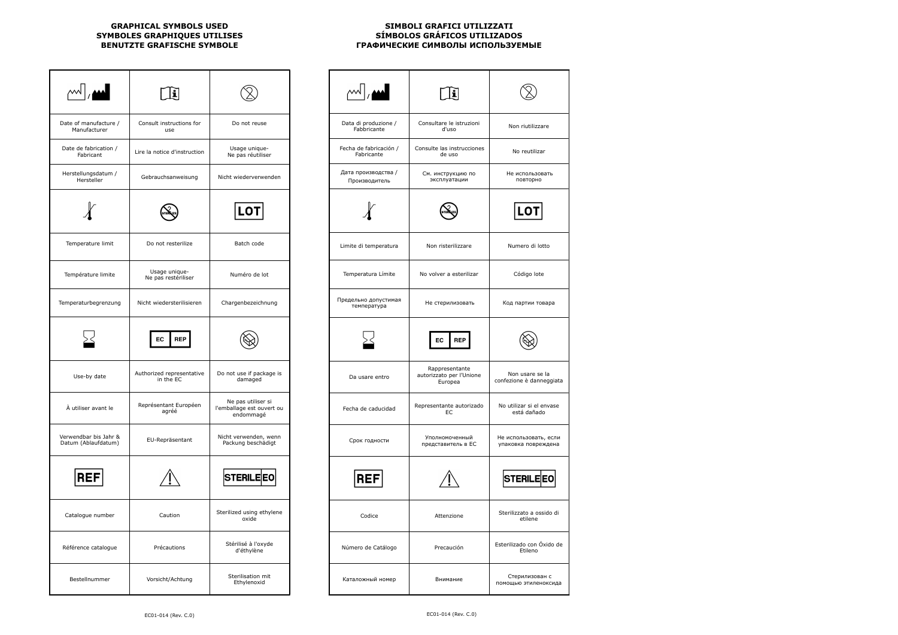**GRAPHICAL SYMBOLS USED**
**SYMBOLES GRAPHIQUES UTILISES**
**BENUTZTE GRAFISCHE SYMBOLE**

| | | |
|---|---|---|
| | | |
| Date of manufacture / Manufacturer | Consult instructions for use | Do not reuse |
| Date de fabrication / Fabricant | Lire la notice d'instruction | Usage unique- Ne pas réutiliser |
| Herstellungsdatum / Hersteller | Gebrauchsanweisung | Nicht wiederverwenden |
| | STERILIZE | LOT |
| Temperature limit | Do not resterilize | Batch code |
| Température limite | Usage unique- Ne pas restériliser | Numéro de lot |
| Temperaturbegrenzung | Nicht wiedersterilisieren | Chargenbezeichnung |
| | EC REP | |
| Use-by date | Authorized representative in the EC | Do not use if package is damaged |
| À utiliser avant le | Représentant Européen agréé | Ne pas utiliser si l'emballage est ouvert ou endommagé |
| Verwendbar bis Jahr & Datum (Ablaufdatum) | EU-Repräsentant | Nicht verwenden, wenn Packung beschädigt |
| REF | | STERILE EO |
| Catalogue number | Caution | Sterilized using ethylene oxide |
| Référence catalogue | Précautions | Stérilisé à l'oxyde d'éthylène |
| Bestellnummer | Vorsicht/Achtung | Sterilisation mit Ethylenoxid |

EC01-014 (Rev. C.0)

**SIMBOLI GRAFICI UTILIZZATI**
**SÍMBOLOS GRÁFICOS UTILIZADOS**
**ГРАФИЧЕСКИЕ СИМВОЛЫ ИСПОЛЬЗУЕМЫЕ**

| | | |
|---|---|---|
| | | |
| Data di produzione / Fabbricante | Consultare le istruzioni d'uso | Non riutilizzare |
| Fecha de fabricación / Fabricante | Consulte las instrucciones de uso | No reutilizar |
| Дата производства / Производитель | См. инструкцию по эксплуатации | Не использовать повторно |
| | STERILIZE | LOT |
| Limite di temperatura | Non risterilizzare | Numero di lotto |
| Temperatura Límite | No volver a esterilizar | Código lote |
| Предельно допустимая температура | Не стерилизовать | Код партии товара |
| | EC REP | |
| Da usare entro | Rappresentante autorizzato per l'Unione Europea | Non usare se la confezione è danneggiata |
| Fecha de caducidad | Representante autorizado EC | No utilizar si el envase está dañado |
| Срок годности | Уполномоченный представитель в ЕС | Не использовать, если упаковка повреждена |
| REF | | STERILE EO |
| Codice | Attenzione | Sterilizzato a ossido di etilene |
| Número de Catálogo | Precaución | Esterilizado con Óxido de Etileno |
| Каталожный номер | Внимание | Стерилизован с помощью этиленоксида |

EC01-014 (Rev. C.0)